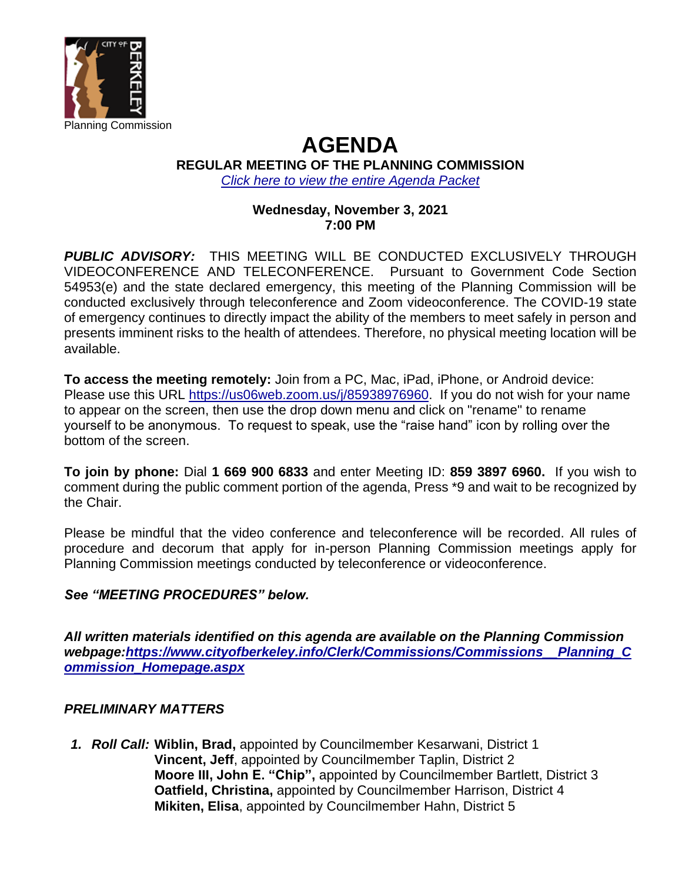Planning Commission

# AGENDA

**REGULAR MEETING OF THE PLANNING COMMISSION**

*Click here to view the entire Agenda Packet*

**Wednesday, November 3, 2021**
**7:00 PM**

***PUBLIC ADVISORY:*** THIS MEETING WILL BE CONDUCTED EXCLUSIVELY THROUGH VIDEOCONFERENCE AND TELECONFERENCE. Pursuant to Government Code Section 54953(e) and the state declared emergency, this meeting of the Planning Commission will be conducted exclusively through teleconference and Zoom videoconference. The COVID-19 state of emergency continues to directly impact the ability of the members to meet safely in person and presents imminent risks to the health of attendees. Therefore, no physical meeting location will be available.

**To access the meeting remotely:** Join from a PC, Mac, iPad, iPhone, or Android device: Please use this URL https://us06web.zoom.us/j/85938976960. If you do not wish for your name to appear on the screen, then use the drop down menu and click on "rename" to rename yourself to be anonymous. To request to speak, use the "raise hand" icon by rolling over the bottom of the screen.

**To join by phone:** Dial **1 669 900 6833** and enter Meeting ID: **859 3897 6960.** If you wish to comment during the public comment portion of the agenda, Press *9 and wait to be recognized by the Chair.

Please be mindful that the video conference and teleconference will be recorded. All rules of procedure and decorum that apply for in-person Planning Commission meetings apply for Planning Commission meetings conducted by teleconference or videoconference.

***See "MEETING PROCEDURES" below.***

***All written materials identified on this agenda are available on the Planning Commission webpage: https://www.cityofberkeley.info/Clerk/Commissions/Commissions__Planning_Commission_Homepage.aspx***

***PRELIMINARY MATTERS***

1. ***Roll Call:*** **Wiblin, Brad,** appointed by Councilmember Kesarwani, District 1
   **Vincent, Jeff**, appointed by Councilmember Taplin, District 2
   **Moore III, John E. "Chip",** appointed by Councilmember Bartlett, District 3
   **Oatfield, Christina,** appointed by Councilmember Harrison, District 4
   **Mikiten, Elisa**, appointed by Councilmember Hahn, District 5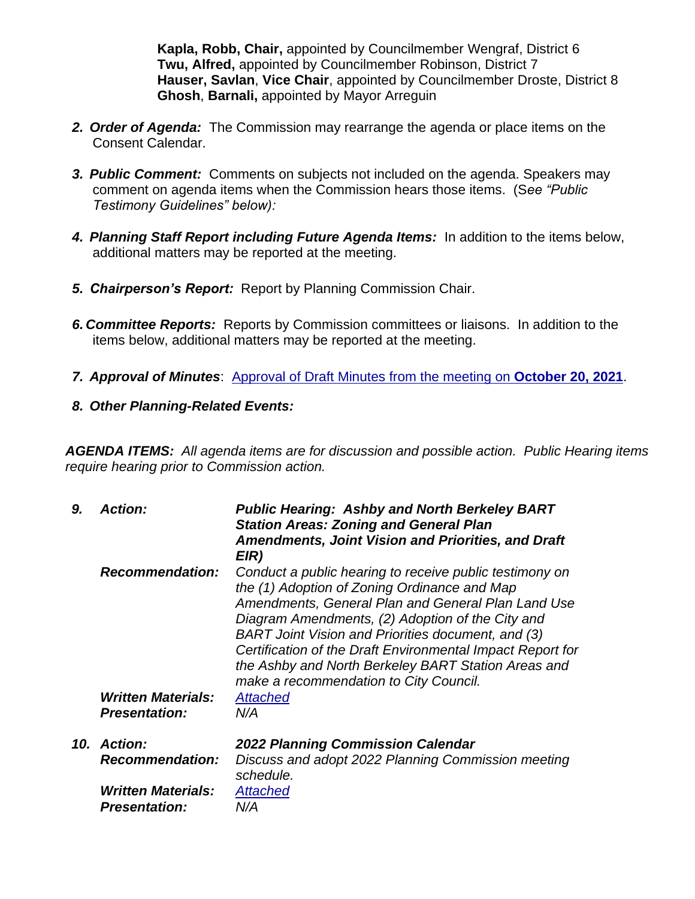**Kapla, Robb, Chair,** appointed by Councilmember Wengraf, District 6
**Twu, Alfred,** appointed by Councilmember Robinson, District 7
**Hauser, Savlan**, **Vice Chair**, appointed by Councilmember Droste, District 8
**Ghosh**, **Barnali,** appointed by Mayor Arreguin

2. ***Order of Agenda:*** The Commission may rearrange the agenda or place items on the Consent Calendar.

3. ***Public Comment:*** Comments on subjects not included on the agenda. Speakers may comment on agenda items when the Commission hears those items. (S*ee "Public Testimony Guidelines" below):*

4. ***Planning Staff Report including Future Agenda Items:*** In addition to the items below, additional matters may be reported at the meeting.

5. ***Chairperson's Report:*** Report by Planning Commission Chair.

6. ***Committee Reports:*** Reports by Commission committees or liaisons. In addition to the items below, additional matters may be reported at the meeting.

7. ***Approval of Minutes***: Approval of Draft Minutes from the meeting on **October 20, 2021**.

8. ***Other Planning-Related Events:***

***AGENDA ITEMS:*** *All agenda items are for discussion and possible action. Public Hearing items require hearing prior to Commission action.*

| | | |
|---|---|---|
| ***9.*** | ***Action:*** | ***Public Hearing: Ashby and North Berkeley BART Station Areas: Zoning and General Plan Amendments, Joint Vision and Priorities, and Draft EIR)*** |
| | ***Recommendation:*** | *Conduct a public hearing to receive public testimony on the (1) Adoption of Zoning Ordinance and Map Amendments, General Plan and General Plan Land Use Diagram Amendments, (2) Adoption of the City and BART Joint Vision and Priorities document, and (3) Certification of the Draft Environmental Impact Report for the Ashby and North Berkeley BART Station Areas and make a recommendation to City Council.* |
| | ***Written Materials:*** | *Attached* |
| | ***Presentation:*** | *N/A* |
| ***10.*** | ***Action:*** | ***2022 Planning Commission Calendar*** |
| | ***Recommendation:*** | *Discuss and adopt 2022 Planning Commission meeting schedule.* |
| | ***Written Materials:*** | *Attached* |
| | ***Presentation:*** | *N/A* |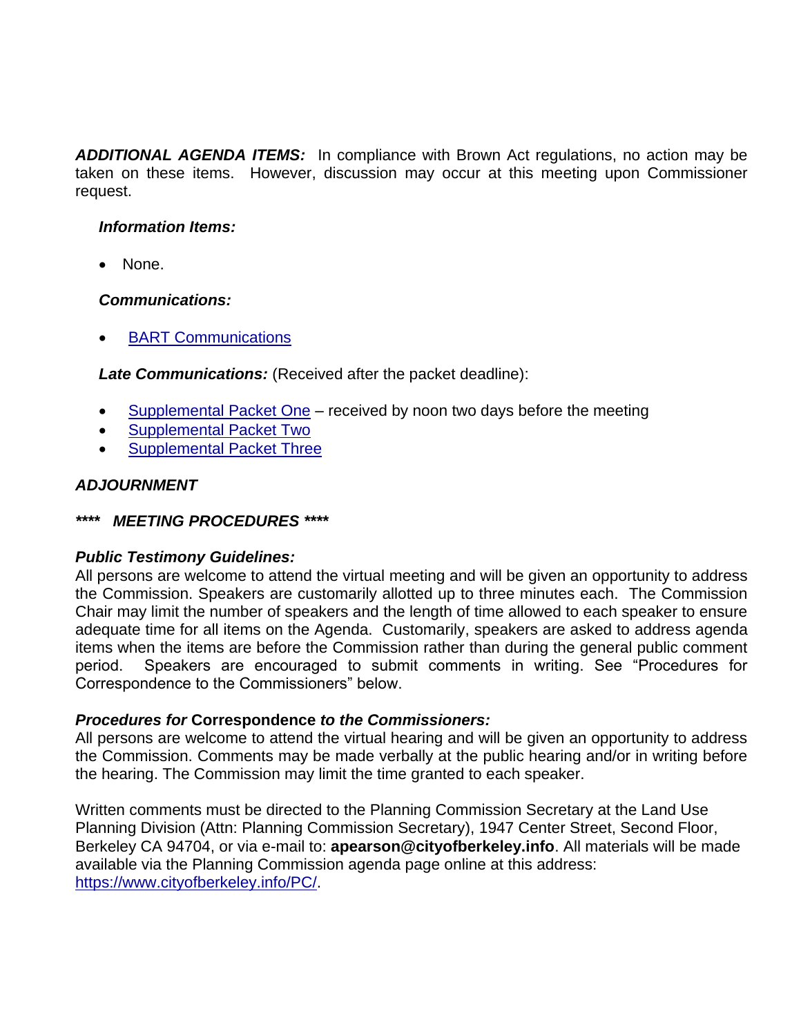***ADDITIONAL AGENDA ITEMS:*** In compliance with Brown Act regulations, no action may be taken on these items. However, discussion may occur at this meeting upon Commissioner request.

***Information Items:***

- None.

***Communications:***

- BART Communications

***Late Communications:*** (Received after the packet deadline):

- Supplemental Packet One – received by noon two days before the meeting
- Supplemental Packet Two
- Supplemental Packet Three

***ADJOURNMENT***

***\*\*\*\* MEETING PROCEDURES \*\*\*\****

***Public Testimony Guidelines:***
All persons are welcome to attend the virtual meeting and will be given an opportunity to address the Commission. Speakers are customarily allotted up to three minutes each. The Commission Chair may limit the number of speakers and the length of time allowed to each speaker to ensure adequate time for all items on the Agenda. Customarily, speakers are asked to address agenda items when the items are before the Commission rather than during the general public comment period. Speakers are encouraged to submit comments in writing. See "Procedures for Correspondence to the Commissioners" below.

***Procedures for* Correspondence *to the Commissioners:***
All persons are welcome to attend the virtual hearing and will be given an opportunity to address the Commission. Comments may be made verbally at the public hearing and/or in writing before the hearing. The Commission may limit the time granted to each speaker.

Written comments must be directed to the Planning Commission Secretary at the Land Use Planning Division (Attn: Planning Commission Secretary), 1947 Center Street, Second Floor, Berkeley CA 94704, or via e-mail to: **apearson@cityofberkeley.info**. All materials will be made available via the Planning Commission agenda page online at this address: https://www.cityofberkeley.info/PC/.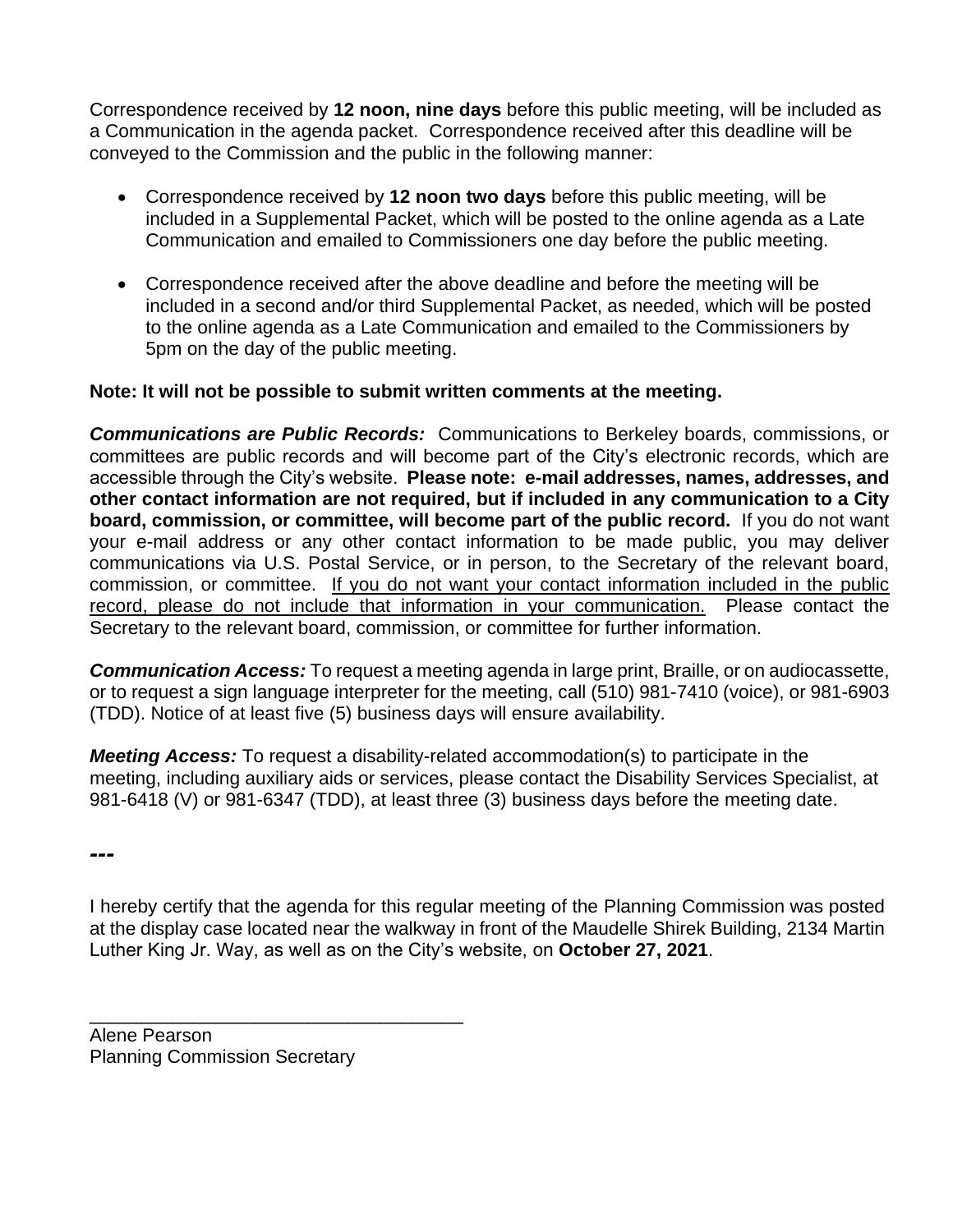Correspondence received by **12 noon, nine days** before this public meeting, will be included as a Communication in the agenda packet. Correspondence received after this deadline will be conveyed to the Commission and the public in the following manner:

- Correspondence received by **12 noon two days** before this public meeting, will be included in a Supplemental Packet, which will be posted to the online agenda as a Late Communication and emailed to Commissioners one day before the public meeting.

- Correspondence received after the above deadline and before the meeting will be included in a second and/or third Supplemental Packet, as needed, which will be posted to the online agenda as a Late Communication and emailed to the Commissioners by 5pm on the day of the public meeting.

**Note: It will not be possible to submit written comments at the meeting.**

***Communications are Public Records:*** Communications to Berkeley boards, commissions, or committees are public records and will become part of the City's electronic records, which are accessible through the City's website. **Please note: e-mail addresses, names, addresses, and other contact information are not required, but if included in any communication to a City board, commission, or committee, will become part of the public record.** If you do not want your e-mail address or any other contact information to be made public, you may deliver communications via U.S. Postal Service, or in person, to the Secretary of the relevant board, commission, or committee. <u>If you do not want your contact information included in the public record, please do not include that information in your communication.</u> Please contact the Secretary to the relevant board, commission, or committee for further information.

***Communication Access:*** To request a meeting agenda in large print, Braille, or on audiocassette, or to request a sign language interpreter for the meeting, call (510) 981-7410 (voice), or 981-6903 (TDD). Notice of at least five (5) business days will ensure availability.

***Meeting Access:*** To request a disability-related accommodation(s) to participate in the meeting, including auxiliary aids or services, please contact the Disability Services Specialist, at 981-6418 (V) or 981-6347 (TDD), at least three (3) business days before the meeting date.

***---***

I hereby certify that the agenda for this regular meeting of the Planning Commission was posted at the display case located near the walkway in front of the Maudelle Shirek Building, 2134 Martin Luther King Jr. Way, as well as on the City's website, on **October 27, 2021**.

_____________________________________
Alene Pearson
Planning Commission Secretary